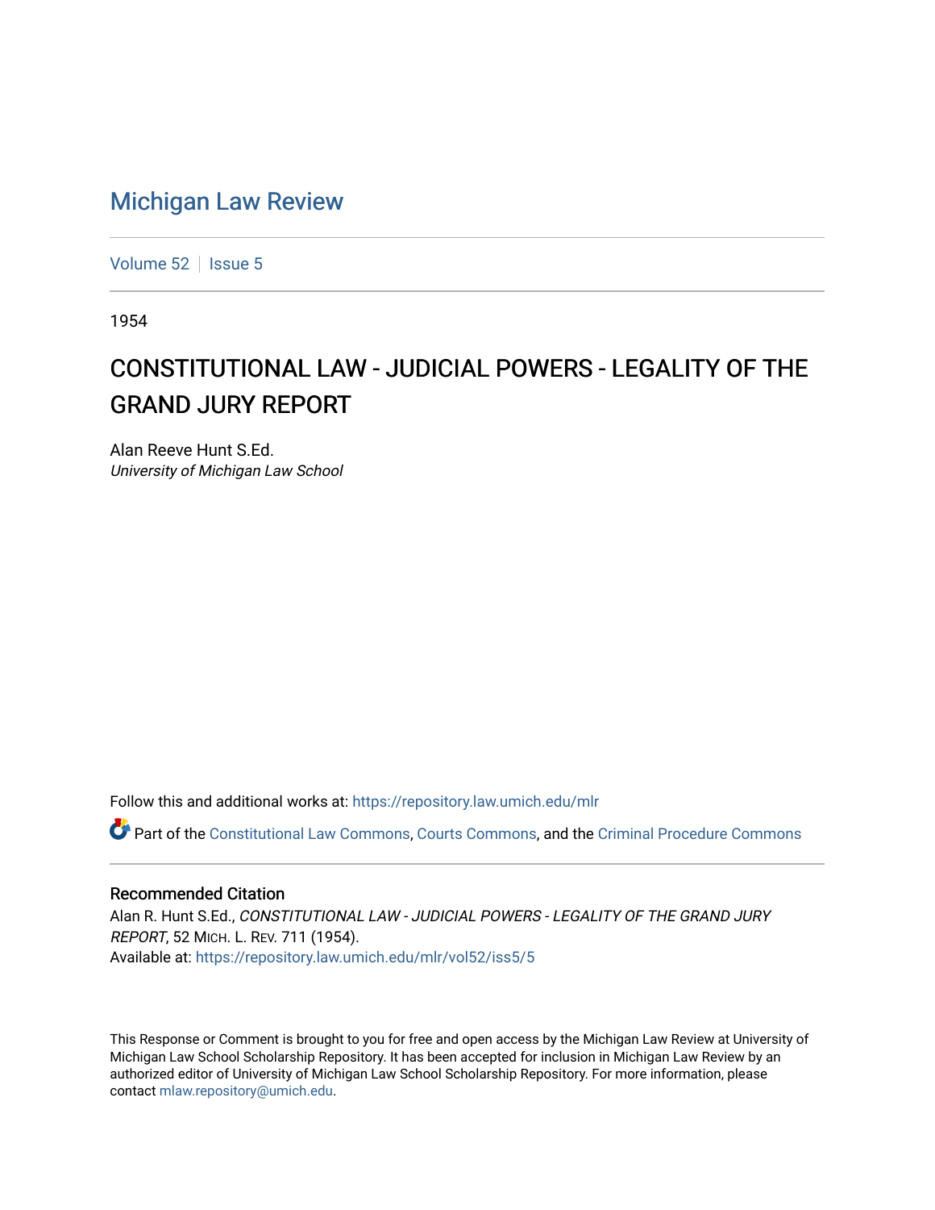# Michigan Law Review

Volume 52 | Issue 5

1954

## CONSTITUTIONAL LAW - JUDICIAL POWERS - LEGALITY OF THE GRAND JURY REPORT

Alan Reeve Hunt S.Ed.
*University of Michigan Law School*

Follow this and additional works at: https://repository.law.umich.edu/mlr

Part of the Constitutional Law Commons, Courts Commons, and the Criminal Procedure Commons

### Recommended Citation

Alan R. Hunt S.Ed., *CONSTITUTIONAL LAW - JUDICIAL POWERS - LEGALITY OF THE GRAND JURY REPORT*, 52 MICH. L. REV. 711 (1954).
Available at: https://repository.law.umich.edu/mlr/vol52/iss5/5

This Response or Comment is brought to you for free and open access by the Michigan Law Review at University of Michigan Law School Scholarship Repository. It has been accepted for inclusion in Michigan Law Review by an authorized editor of University of Michigan Law School Scholarship Repository. For more information, please contact mlaw.repository@umich.edu.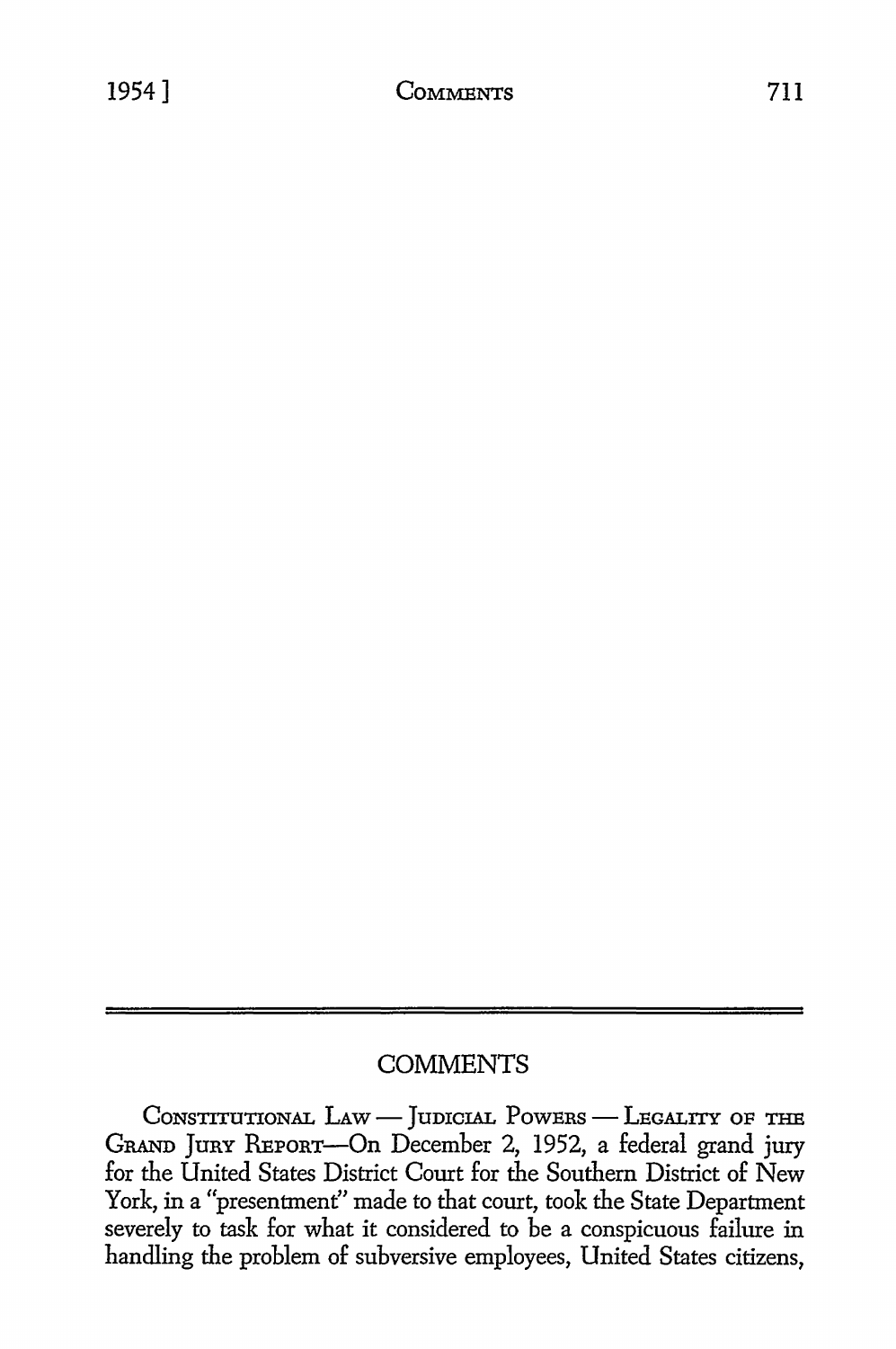## COMMENTS

CONSTITUTIONAL LAW — JUDICIAL POWERS — LEGALITY OF THE GRAND JURY REPORT—On December 2, 1952, a federal grand jury for the United States District Court for the Southern District of New York, in a "presentment" made to that court, took the State Department severely to task for what it considered to be a conspicuous failure in handling the problem of subversive employees, United States citizens,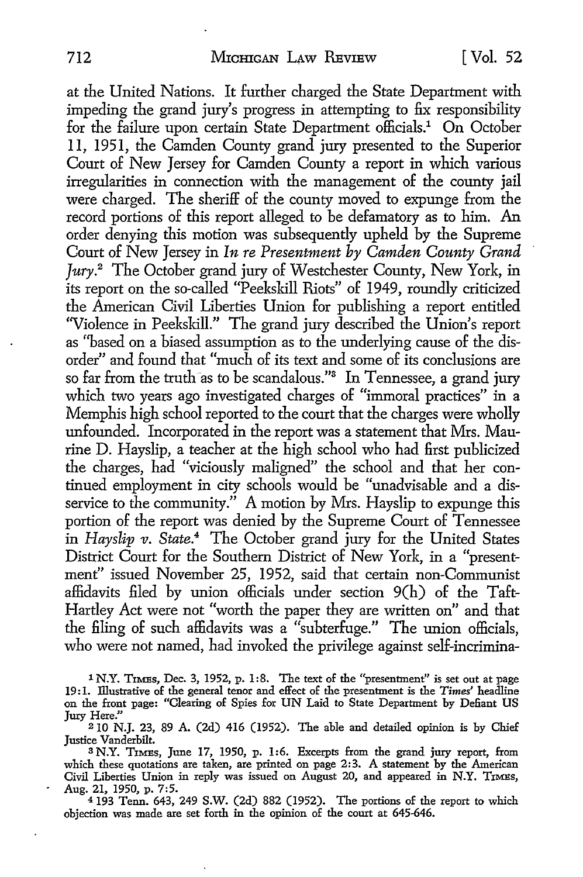at the United Nations. It further charged the State Department with impeding the grand jury's progress in attempting to fix responsibility for the failure upon certain State Department officials.[1] On October 11, 1951, the Camden County grand jury presented to the Superior Court of New Jersey for Camden County a report in which various irregularities in connection with the management of the county jail were charged. The sheriff of the county moved to expunge from the record portions of this report alleged to be defamatory as to him. An order denying this motion was subsequently upheld by the Supreme Court of New Jersey in *In re Presentment by Camden County Grand Jury*.[2] The October grand jury of Westchester County, New York, in its report on the so-called "Peekskill Riots" of 1949, roundly criticized the American Civil Liberties Union for publishing a report entitled "Violence in Peekskill." The grand jury described the Union's report as "based on a biased assumption as to the underlying cause of the disorder" and found that "much of its text and some of its conclusions are so far from the truth as to be scandalous."[3] In Tennessee, a grand jury which two years ago investigated charges of "immoral practices" in a Memphis high school reported to the court that the charges were wholly unfounded. Incorporated in the report was a statement that Mrs. Maurine D. Hayslip, a teacher at the high school who had first publicized the charges, had "viciously maligned" the school and that her continued employment in city schools would be "unadvisable and a disservice to the community." A motion by Mrs. Hayslip to expunge this portion of the report was denied by the Supreme Court of Tennessee in *Hayslip v. State*.[4] The October grand jury for the United States District Court for the Southern District of New York, in a "presentment" issued November 25, 1952, said that certain non-Communist affidavits filed by union officials under section 9(h) of the Taft-Hartley Act were not "worth the paper they are written on" and that the filing of such affidavits was a "subterfuge." The union officials, who were not named, had invoked the privilege against self-incrimina-

[1] N.Y. TIMES, Dec. 3, 1952, p. 1:8. The text of the "presentment" is set out at page 19:1. Illustrative of the general tenor and effect of the presentment is the *Times'* headline on the front page: "Clearing of Spies for UN Laid to State Department by Defiant US Jury Here."

[2] 10 N.J. 23, 89 A. (2d) 416 (1952). The able and detailed opinion is by Chief Justice Vanderbilt.

[3] N.Y. TIMES, June 17, 1950, p. 1:6. Excerpts from the grand jury report, from which these quotations are taken, are printed on page 2:3. A statement by the American Civil Liberties Union in reply was issued on August 20, and appeared in N.Y. TIMES, Aug. 21, 1950, p. 7:5.

[4] 193 Tenn. 643, 249 S.W. (2d) 882 (1952). The portions of the report to which objection was made are set forth in the opinion of the court at 645-646.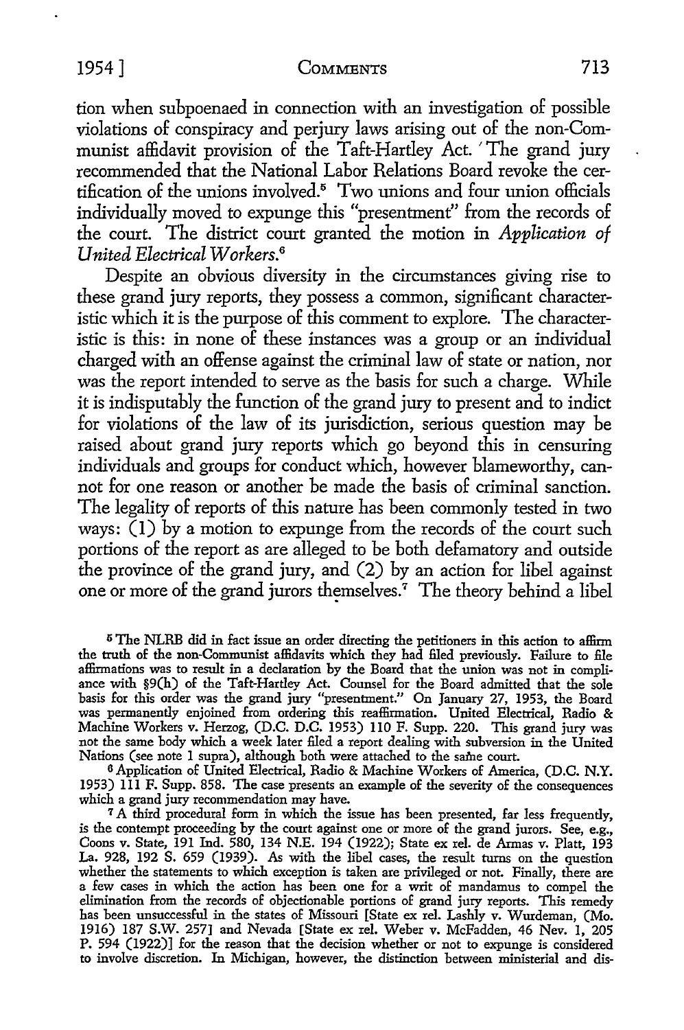tion when subpoenaed in connection with an investigation of possible violations of conspiracy and perjury laws arising out of the non-Communist affidavit provision of the Taft-Hartley Act. The grand jury recommended that the National Labor Relations Board revoke the certification of the unions involved.[5] Two unions and four union officials individually moved to expunge this "presentment" from the records of the court. The district court granted the motion in *Application of United Electrical Workers.*[6]

Despite an obvious diversity in the circumstances giving rise to these grand jury reports, they possess a common, significant characteristic which it is the purpose of this comment to explore. The characteristic is this: in none of these instances was a group or an individual charged with an offense against the criminal law of state or nation, nor was the report intended to serve as the basis for such a charge. While it is indisputably the function of the grand jury to present and to indict for violations of the law of its jurisdiction, serious question may be raised about grand jury reports which go beyond this in censuring individuals and groups for conduct which, however blameworthy, cannot for one reason or another be made the basis of criminal sanction. The legality of reports of this nature has been commonly tested in two ways: (1) by a motion to expunge from the records of the court such portions of the report as are alleged to be both defamatory and outside the province of the grand jury, and (2) by an action for libel against one or more of the grand jurors themselves.[7] The theory behind a libel

[5] The NLRB did in fact issue an order directing the petitioners in this action to affirm the truth of the non-Communist affidavits which they had filed previously. Failure to file affirmations was to result in a declaration by the Board that the union was not in compliance with §9(h) of the Taft-Hartley Act. Counsel for the Board admitted that the sole basis for this order was the grand jury "presentment." On January 27, 1953, the Board was permanently enjoined from ordering this reaffirmation. United Electrical, Radio & Machine Workers v. Herzog, (D.C. D.C. 1953) 110 F. Supp. 220. This grand jury was not the same body which a week later filed a report dealing with subversion in the United Nations (see note 1 supra), although both were attached to the same court.

[6] Application of United Electrical, Radio & Machine Workers of America, (D.C. N.Y. 1953) 111 F. Supp. 858. The case presents an example of the severity of the consequences which a grand jury recommendation may have.

[7] A third procedural form in which the issue has been presented, far less frequently, is the contempt proceeding by the court against one or more of the grand jurors. See, e.g., Coons v. State, 191 Ind. 580, 134 N.E. 194 (1922); State ex rel. de Armas v. Platt, 193 La. 928, 192 S. 659 (1939). As with the libel cases, the result turns on the question whether the statements to which exception is taken are privileged or not. Finally, there are a few cases in which the action has been one for a writ of mandamus to compel the elimination from the records of objectionable portions of grand jury reports. This remedy has been unsuccessful in the states of Missouri [State ex rel. Lashly v. Wurdeman, (Mo. 1916) 187 S.W. 257] and Nevada [State ex rel. Weber v. McFadden, 46 Nev. 1, 205 P. 594 (1922)] for the reason that the decision whether or not to expunge is considered to involve discretion. In Michigan, however, the distinction between ministerial and dis-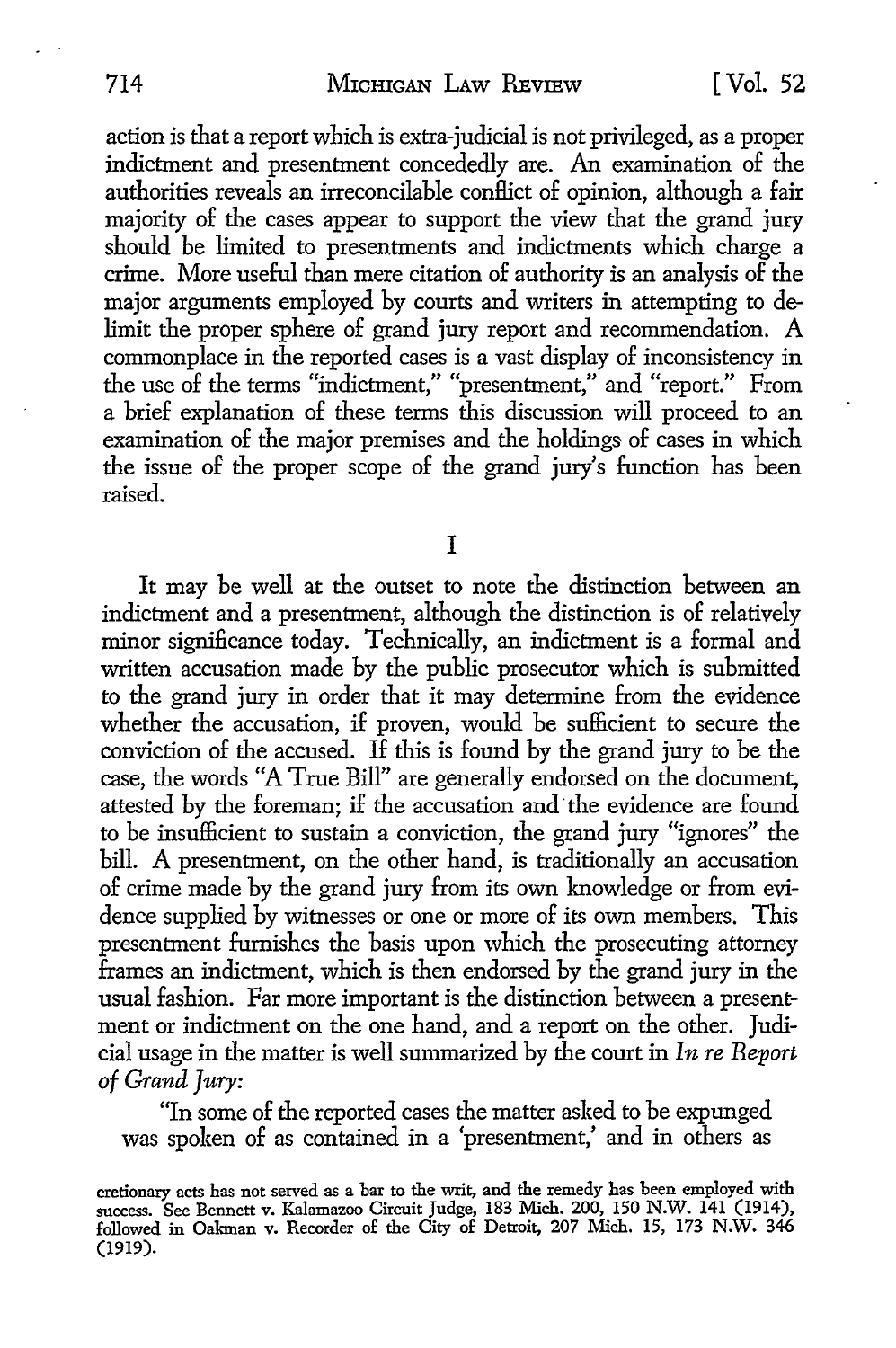action is that a report which is extra-judicial is not privileged, as a proper indictment and presentment concededly are. An examination of the authorities reveals an irreconcilable conflict of opinion, although a fair majority of the cases appear to support the view that the grand jury should be limited to presentments and indictments which charge a crime. More useful than mere citation of authority is an analysis of the major arguments employed by courts and writers in attempting to delimit the proper sphere of grand jury report and recommendation. A commonplace in the reported cases is a vast display of inconsistency in the use of the terms "indictment," "presentment," and "report." From a brief explanation of these terms this discussion will proceed to an examination of the major premises and the holdings of cases in which the issue of the proper scope of the grand jury's function has been raised.

## I

It may be well at the outset to note the distinction between an indictment and a presentment, although the distinction is of relatively minor significance today. Technically, an indictment is a formal and written accusation made by the public prosecutor which is submitted to the grand jury in order that it may determine from the evidence whether the accusation, if proven, would be sufficient to secure the conviction of the accused. If this is found by the grand jury to be the case, the words "A True Bill" are generally endorsed on the document, attested by the foreman; if the accusation and the evidence are found to be insufficient to sustain a conviction, the grand jury "ignores" the bill. A presentment, on the other hand, is traditionally an accusation of crime made by the grand jury from its own knowledge or from evidence supplied by witnesses or one or more of its own members. This presentment furnishes the basis upon which the prosecuting attorney frames an indictment, which is then endorsed by the grand jury in the usual fashion. Far more important is the distinction between a presentment or indictment on the one hand, and a report on the other. Judicial usage in the matter is well summarized by the court in *In re Report of Grand Jury:*

"In some of the reported cases the matter asked to be expunged was spoken of as contained in a 'presentment,' and in others as

---

cretionary acts has not served as a bar to the writ, and the remedy has been employed with success. See Bennett v. Kalamazoo Circuit Judge, 183 Mich. 200, 150 N.W. 141 (1914), followed in Oakman v. Recorder of the City of Detroit, 207 Mich. 15, 173 N.W. 346 (1919).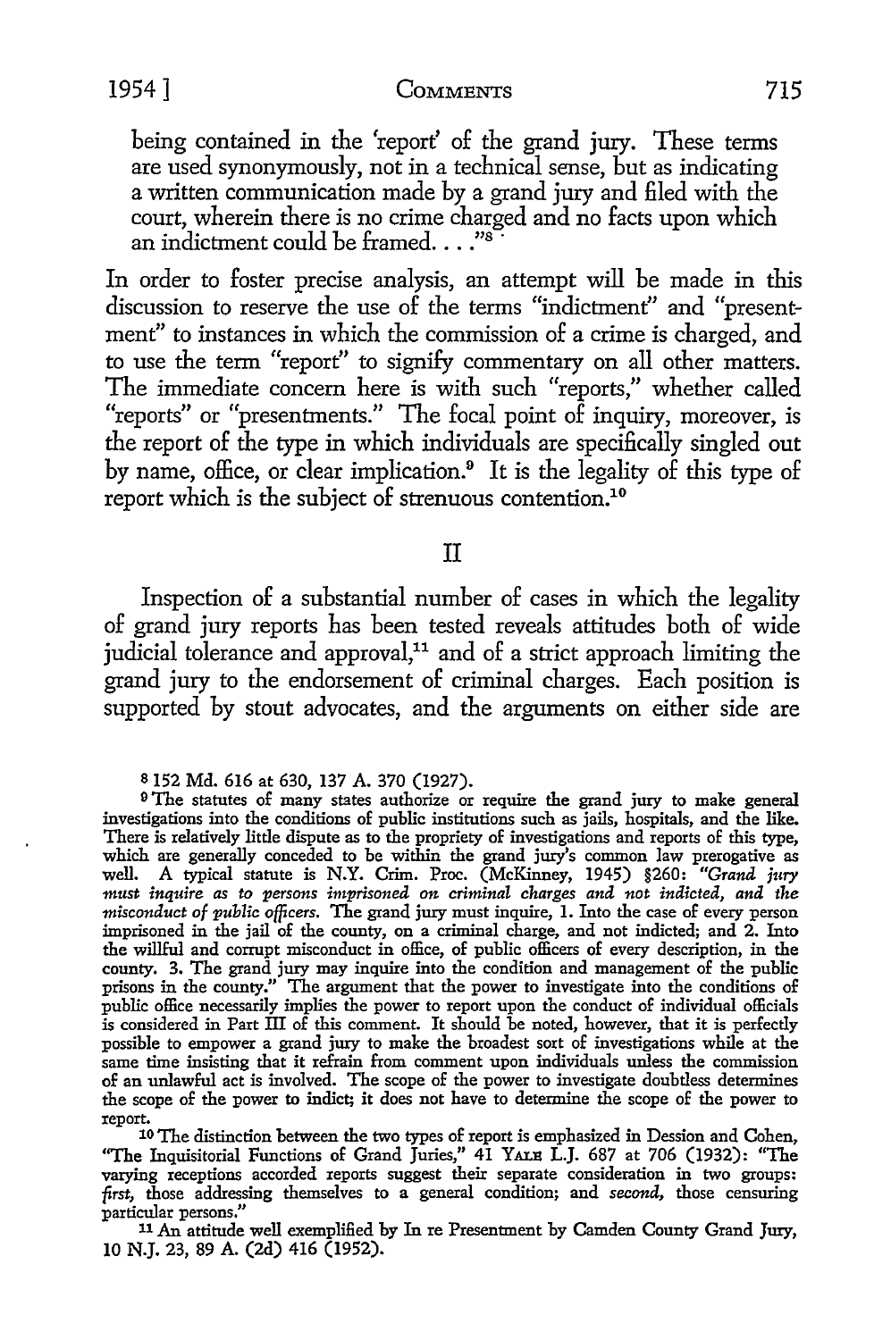> being contained in the 'report' of the grand jury. These terms are used synonymously, not in a technical sense, but as indicating a written communication made by a grand jury and filed with the court, wherein there is no crime charged and no facts upon which an indictment could be framed. . . ."[8]

In order to foster precise analysis, an attempt will be made in this discussion to reserve the use of the terms "indictment" and "presentment" to instances in which the commission of a crime is charged, and to use the term "report" to signify commentary on all other matters. The immediate concern here is with such "reports," whether called "reports" or "presentments." The focal point of inquiry, moreover, is the report of the type in which individuals are specifically singled out by name, office, or clear implication.[9] It is the legality of this type of report which is the subject of strenuous contention.[10]

## II

Inspection of a substantial number of cases in which the legality of grand jury reports has been tested reveals attitudes both of wide judicial tolerance and approval,[11] and of a strict approach limiting the grand jury to the endorsement of criminal charges. Each position is supported by stout advocates, and the arguments on either side are

---

[8] 152 Md. 616 at 630, 137 A. 370 (1927).

[9] The statutes of many states authorize or require the grand jury to make general investigations into the conditions of public institutions such as jails, hospitals, and the like. There is relatively little dispute as to the propriety of investigations and reports of this type, which are generally conceded to be within the grand jury's common law prerogative as well. A typical statute is N.Y. Crim. Proc. (McKinney, 1945) §260: *"Grand jury must inquire as to persons imprisoned on criminal charges and not indicted, and the misconduct of public officers.* The grand jury must inquire, 1. Into the case of every person imprisoned in the jail of the county, on a criminal charge, and not indicted; and 2. Into the willful and corrupt misconduct in office, of public officers of every description, in the county. 3. The grand jury may inquire into the condition and management of the public prisons in the county." The argument that the power to investigate into the conditions of public office necessarily implies the power to report upon the conduct of individual officials is considered in Part III of this comment. It should be noted, however, that it is perfectly possible to empower a grand jury to make the broadest sort of investigations while at the same time insisting that it refrain from comment upon individuals unless the commission of an unlawful act is involved. The scope of the power to investigate doubtless determines the scope of the power to indict; it does not have to determine the scope of the power to report.

[10] The distinction between the two types of report is emphasized in Dession and Cohen, "The Inquisitorial Functions of Grand Juries," 41 YALE L.J. 687 at 706 (1932): "The varying receptions accorded reports suggest their separate consideration in two groups: *first,* those addressing themselves to a general condition; and *second,* those censuring particular persons."

[11] An attitude well exemplified by In re Presentment by Camden County Grand Jury, 10 N.J. 23, 89 A. (2d) 416 (1952).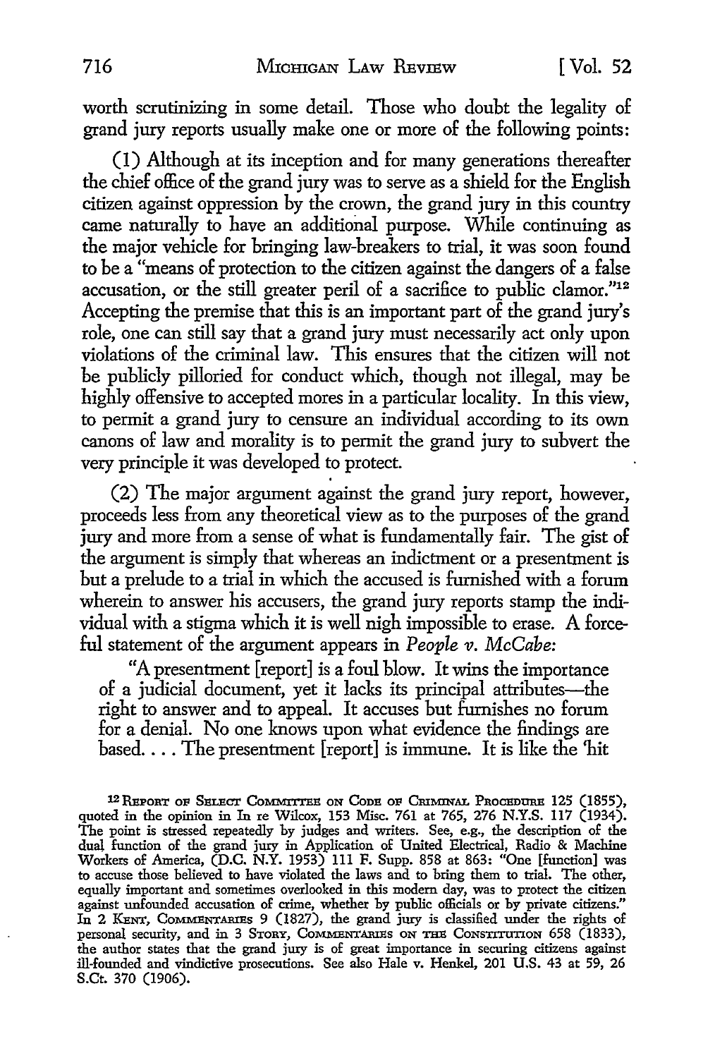worth scrutinizing in some detail. Those who doubt the legality of grand jury reports usually make one or more of the following points:

(1) Although at its inception and for many generations thereafter the chief office of the grand jury was to serve as a shield for the English citizen against oppression by the crown, the grand jury in this country came naturally to have an additional purpose. While continuing as the major vehicle for bringing law-breakers to trial, it was soon found to be a "means of protection to the citizen against the dangers of a false accusation, or the still greater peril of a sacrifice to public clamor."[12] Accepting the premise that this is an important part of the grand jury's role, one can still say that a grand jury must necessarily act only upon violations of the criminal law. This ensures that the citizen will not be publicly pilloried for conduct which, though not illegal, may be highly offensive to accepted mores in a particular locality. In this view, to permit a grand jury to censure an individual according to its own canons of law and morality is to permit the grand jury to subvert the very principle it was developed to protect.

(2) The major argument against the grand jury report, however, proceeds less from any theoretical view as to the purposes of the grand jury and more from a sense of what is fundamentally fair. The gist of the argument is simply that whereas an indictment or a presentment is but a prelude to a trial in which the accused is furnished with a forum wherein to answer his accusers, the grand jury reports stamp the individual with a stigma which it is well nigh impossible to erase. A forceful statement of the argument appears in *People v. McCabe:*

> "A presentment [report] is a foul blow. It wins the importance of a judicial document, yet it lacks its principal attributes—the right to answer and to appeal. It accuses but furnishes no forum for a denial. No one knows upon what evidence the findings are based. . . . The presentment [report] is immune. It is like the 'hit

---

[12] REPORT OF SELECT COMMITTEE ON CODE OF CRIMINAL PROCEDURE 125 (1855), quoted in the opinion in In re Wilcox, 153 Misc. 761 at 765, 276 N.Y.S. 117 (1934). The point is stressed repeatedly by judges and writers. See, e.g., the description of the dual function of the grand jury in Application of United Electrical, Radio & Machine Workers of America, (D.C. N.Y. 1953) 111 F. Supp. 858 at 863: "One [function] was to accuse those believed to have violated the laws and to bring them to trial. The other, equally important and sometimes overlooked in this modern day, was to protect the citizen against unfounded accusation of crime, whether by public officials or by private citizens." In 2 KENT, COMMENTARIES 9 (1827), the grand jury is classified under the rights of personal security, and in 3 STORY, COMMENTARIES ON THE CONSTITUTION 658 (1833), the author states that the grand jury is of great importance in securing citizens against ill-founded and vindictive prosecutions. See also Hale v. Henkel, 201 U.S. 43 at 59, 26 S.Ct. 370 (1906).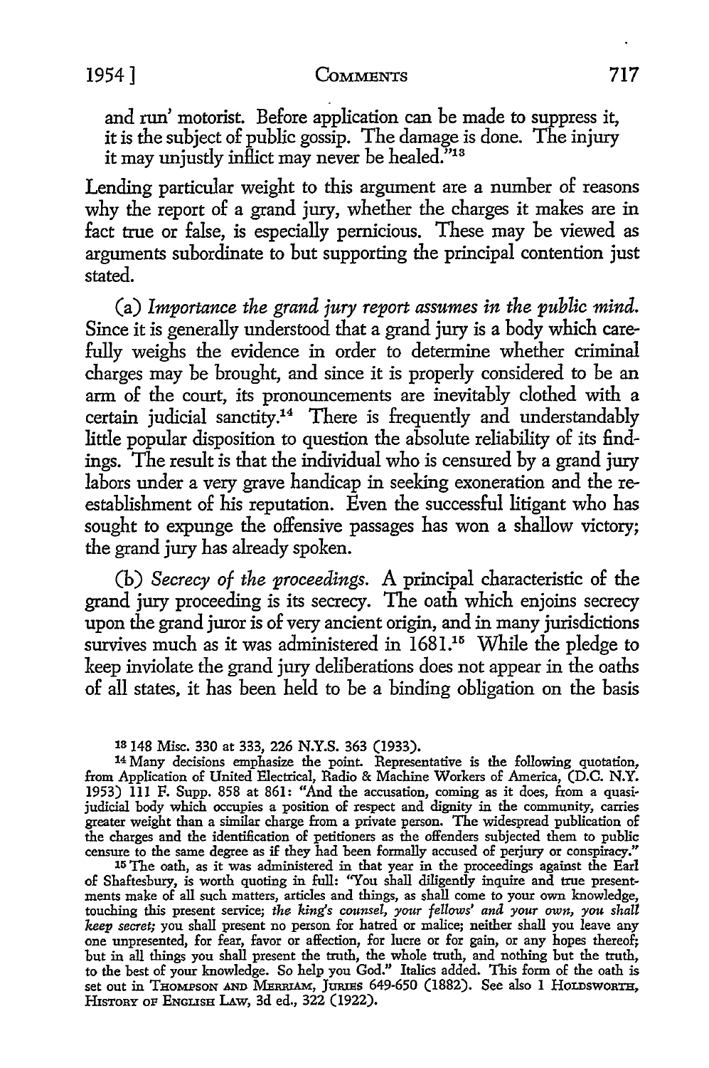and run' motorist. Before application can be made to suppress it, it is the subject of public gossip. The damage is done. The injury it may unjustly inflict may never be healed."[13]

Lending particular weight to this argument are a number of reasons why the report of a grand jury, whether the charges it makes are in fact true or false, is especially pernicious. These may be viewed as arguments subordinate to but supporting the principal contention just stated.

(a) *Importance the grand jury report assumes in the public mind.* Since it is generally understood that a grand jury is a body which carefully weighs the evidence in order to determine whether criminal charges may be brought, and since it is properly considered to be an arm of the court, its pronouncements are inevitably clothed with a certain judicial sanctity.[14] There is frequently and understandably little popular disposition to question the absolute reliability of its findings. The result is that the individual who is censured by a grand jury labors under a very grave handicap in seeking exoneration and the reestablishment of his reputation. Even the successful litigant who has sought to expunge the offensive passages has won a shallow victory; the grand jury has already spoken.

(b) *Secrecy of the proceedings.* A principal characteristic of the grand jury proceeding is its secrecy. The oath which enjoins secrecy upon the grand juror is of very ancient origin, and in many jurisdictions survives much as it was administered in 1681.[15] While the pledge to keep inviolate the grand jury deliberations does not appear in the oaths of all states, it has been held to be a binding obligation on the basis

---

[13] 148 Misc. 330 at 333, 226 N.Y.S. 363 (1933).

[14] Many decisions emphasize the point. Representative is the following quotation, from Application of United Electrical, Radio & Machine Workers of America, (D.C. N.Y. 1953) 111 F. Supp. 858 at 861: "And the accusation, coming as it does, from a quasi-judicial body which occupies a position of respect and dignity in the community, carries greater weight than a similar charge from a private person. The widespread publication of the charges and the identification of petitioners as the offenders subjected them to public censure to the same degree as if they had been formally accused of perjury or conspiracy."

[15] The oath, as it was administered in that year in the proceedings against the Earl of Shaftesbury, is worth quoting in full: "You shall diligently inquire and true presentments make of all such matters, articles and things, as shall come to your own knowledge, touching this present service; *the king's counsel, your fellows' and your own, you shall keep secret;* you shall present no person for hatred or malice; neither shall you leave any one unpresented, for fear, favor or affection, for lucre or for gain, or any hopes thereof; but in all things you shall present the truth, the whole truth, and nothing but the truth, to the best of your knowledge. So help you God." Italics added. This form of the oath is set out in THOMPSON AND MERRIAM, JURIES 649-650 (1882). See also 1 HOLDSWORTH, HISTORY OF ENGLISH LAW, 3d ed., 322 (1922).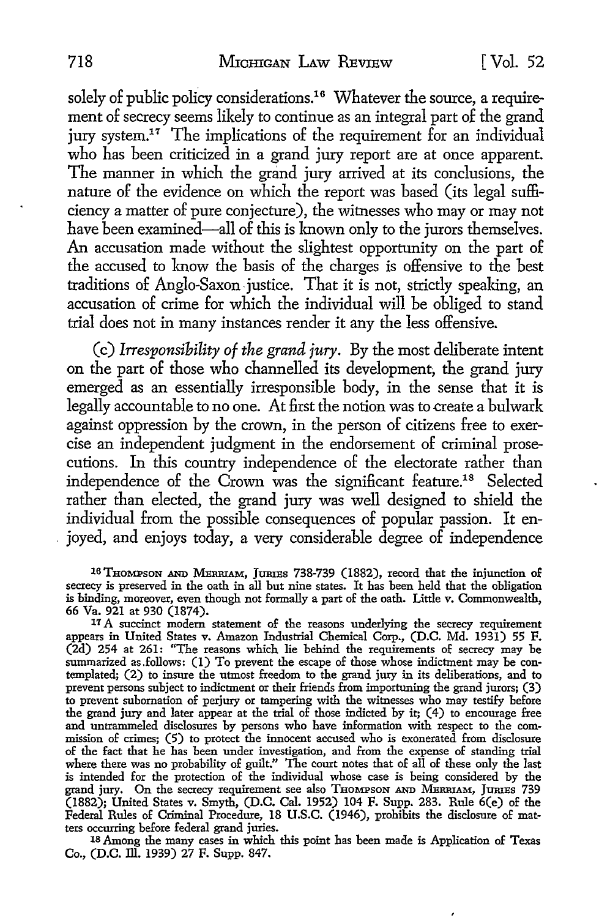solely of public policy considerations.[16] Whatever the source, a requirement of secrecy seems likely to continue as an integral part of the grand jury system.[17] The implications of the requirement for an individual who has been criticized in a grand jury report are at once apparent. The manner in which the grand jury arrived at its conclusions, the nature of the evidence on which the report was based (its legal sufficiency a matter of pure conjecture), the witnesses who may or may not have been examined—all of this is known only to the jurors themselves. An accusation made without the slightest opportunity on the part of the accused to know the basis of the charges is offensive to the best traditions of Anglo-Saxon justice. That it is not, strictly speaking, an accusation of crime for which the individual will be obliged to stand trial does not in many instances render it any the less offensive.

(c) *Irresponsibility of the grand jury.* By the most deliberate intent on the part of those who channelled its development, the grand jury emerged as an essentially irresponsible body, in the sense that it is legally accountable to no one. At first the notion was to create a bulwark against oppression by the crown, in the person of citizens free to exercise an independent judgment in the endorsement of criminal prosecutions. In this country independence of the electorate rather than independence of the Crown was the significant feature.[18] Selected rather than elected, the grand jury was well designed to shield the individual from the possible consequences of popular passion. It enjoyed, and enjoys today, a very considerable degree of independence

---

[16] THOMPSON AND MERRIAM, JURIES 738-739 (1882), record that the injunction of secrecy is preserved in the oath in all but nine states. It has been held that the obligation is binding, moreover, even though not formally a part of the oath. Little v. Commonwealth, 66 Va. 921 at 930 (1874).

[17] A succinct modern statement of the reasons underlying the secrecy requirement appears in United States v. Amazon Industrial Chemical Corp., (D.C. Md. 1931) 55 F. (2d) 254 at 261: "The reasons which lie behind the requirements of secrecy may be summarized as follows: (1) To prevent the escape of those whose indictment may be contemplated; (2) to insure the utmost freedom to the grand jury in its deliberations, and to prevent persons subject to indictment or their friends from importuning the grand jurors; (3) to prevent subornation of perjury or tampering with the witnesses who may testify before the grand jury and later appear at the trial of those indicted by it; (4) to encourage free and untrammeled disclosures by persons who have information with respect to the commission of crimes; (5) to protect the innocent accused who is exonerated from disclosure of the fact that he has been under investigation, and from the expense of standing trial where there was no probability of guilt." The court notes that of all of these only the last is intended for the protection of the individual whose case is being considered by the grand jury. On the secrecy requirement see also THOMPSON AND MERRIAM, JURIES 739 (1882); United States v. Smyth, (D.C. Cal. 1952) 104 F. Supp. 283. Rule 6(e) of the Federal Rules of Criminal Procedure, 18 U.S.C. (1946), prohibits the disclosure of matters occurring before federal grand juries.

[18] Among the many cases in which this point has been made is Application of Texas Co., (D.C. Ill. 1939) 27 F. Supp. 847.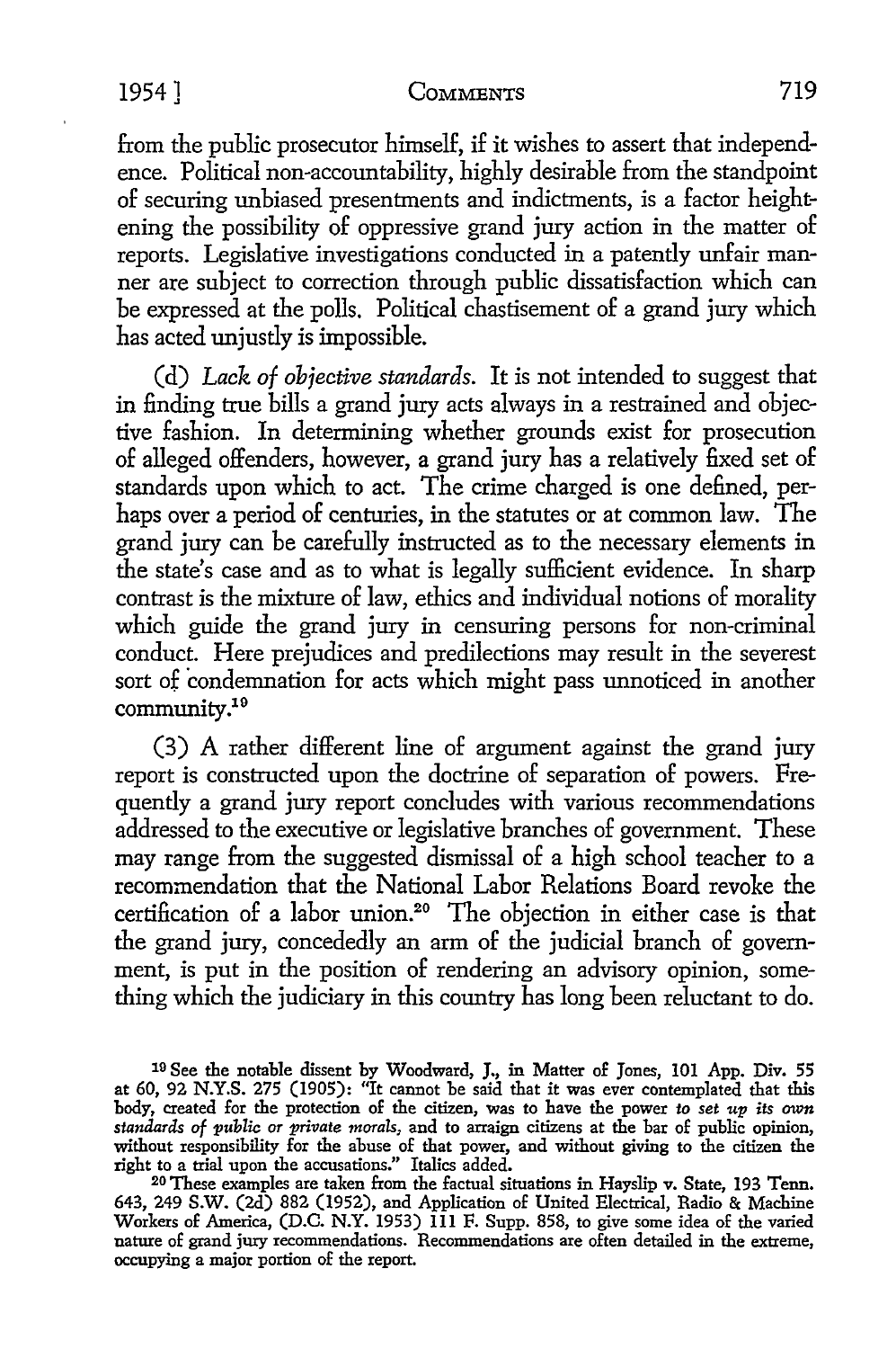from the public prosecutor himself, if it wishes to assert that independence. Political non-accountability, highly desirable from the standpoint of securing unbiased presentments and indictments, is a factor heightening the possibility of oppressive grand jury action in the matter of reports. Legislative investigations conducted in a patently unfair manner are subject to correction through public dissatisfaction which can be expressed at the polls. Political chastisement of a grand jury which has acted unjustly is impossible.

(d) *Lack of objective standards.* It is not intended to suggest that in finding true bills a grand jury acts always in a restrained and objective fashion. In determining whether grounds exist for prosecution of alleged offenders, however, a grand jury has a relatively fixed set of standards upon which to act. The crime charged is one defined, perhaps over a period of centuries, in the statutes or at common law. The grand jury can be carefully instructed as to the necessary elements in the state's case and as to what is legally sufficient evidence. In sharp contrast is the mixture of law, ethics and individual notions of morality which guide the grand jury in censuring persons for non-criminal conduct. Here prejudices and predilections may result in the severest sort of condemnation for acts which might pass unnoticed in another community.[19]

(3) A rather different line of argument against the grand jury report is constructed upon the doctrine of separation of powers. Frequently a grand jury report concludes with various recommendations addressed to the executive or legislative branches of government. These may range from the suggested dismissal of a high school teacher to a recommendation that the National Labor Relations Board revoke the certification of a labor union.[20] The objection in either case is that the grand jury, concededly an arm of the judicial branch of government, is put in the position of rendering an advisory opinion, something which the judiciary in this country has long been reluctant to do.

[19] See the notable dissent by Woodward, J., in Matter of Jones, 101 App. Div. 55 at 60, 92 N.Y.S. 275 (1905): "It cannot be said that it was ever contemplated that this body, created for the protection of the citizen, was to have the power *to set up its own standards of public or private morals*, and to arraign citizens at the bar of public opinion, without responsibility for the abuse of that power, and without giving to the citizen the right to a trial upon the accusations." Italics added.

[20] These examples are taken from the factual situations in Hayslip v. State, 193 Tenn. 643, 249 S.W. (2d) 882 (1952), and Application of United Electrical, Radio & Machine Workers of America, (D.C. N.Y. 1953) 111 F. Supp. 858, to give some idea of the varied nature of grand jury recommendations. Recommendations are often detailed in the extreme, occupying a major portion of the report.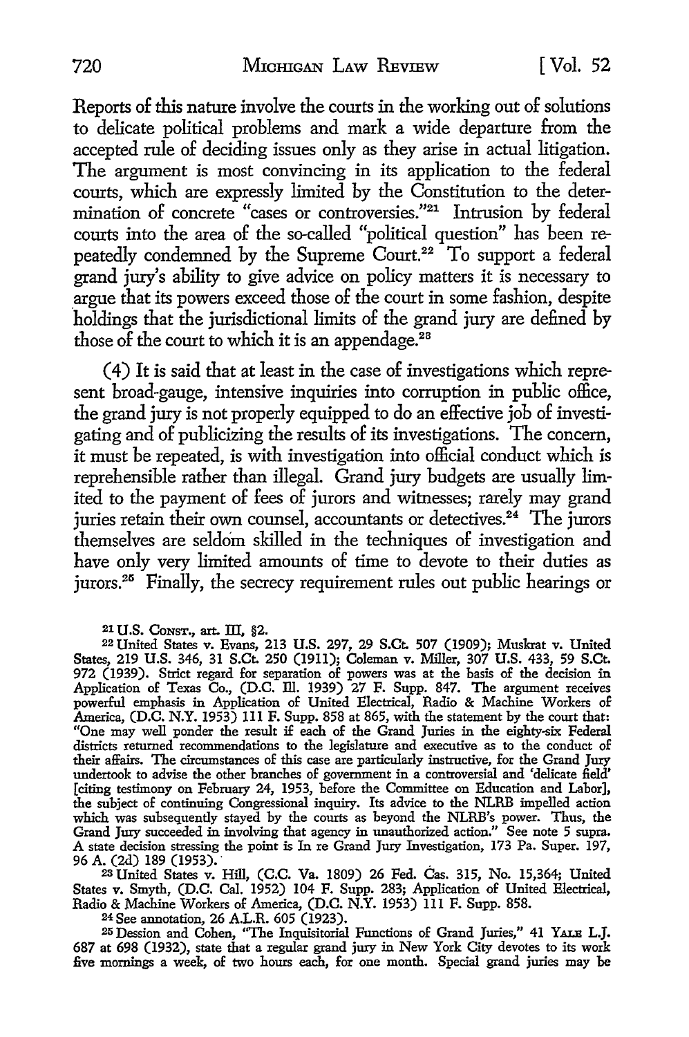Reports of this nature involve the courts in the working out of solutions to delicate political problems and mark a wide departure from the accepted rule of deciding issues only as they arise in actual litigation. The argument is most convincing in its application to the federal courts, which are expressly limited by the Constitution to the determination of concrete "cases or controversies."[21] Intrusion by federal courts into the area of the so-called "political question" has been repeatedly condemned by the Supreme Court.[22] To support a federal grand jury's ability to give advice on policy matters it is necessary to argue that its powers exceed those of the court in some fashion, despite holdings that the jurisdictional limits of the grand jury are defined by those of the court to which it is an appendage.[23]

(4) It is said that at least in the case of investigations which represent broad-gauge, intensive inquiries into corruption in public office, the grand jury is not properly equipped to do an effective job of investigating and of publicizing the results of its investigations. The concern, it must be repeated, is with investigation into official conduct which is reprehensible rather than illegal. Grand jury budgets are usually limited to the payment of fees of jurors and witnesses; rarely may grand juries retain their own counsel, accountants or detectives.[24] The jurors themselves are seldom skilled in the techniques of investigation and have only very limited amounts of time to devote to their duties as jurors.[25] Finally, the secrecy requirement rules out public hearings or

---

[21] U.S. CONST., art. III, §2.

[22] United States v. Evans, 213 U.S. 297, 29 S.Ct. 507 (1909); Muskrat v. United States, 219 U.S. 346, 31 S.Ct. 250 (1911); Coleman v. Miller, 307 U.S. 433, 59 S.Ct. 972 (1939). Strict regard for separation of powers was at the basis of the decision in Application of Texas Co., (D.C. Ill. 1939) 27 F. Supp. 847. The argument receives powerful emphasis in Application of United Electrical, Radio & Machine Workers of America, (D.C. N.Y. 1953) 111 F. Supp. 858 at 865, with the statement by the court that: "One may well ponder the result if each of the Grand Juries in the eighty-six Federal districts returned recommendations to the legislature and executive as to the conduct of their affairs. The circumstances of this case are particularly instructive, for the Grand Jury undertook to advise the other branches of government in a controversial and 'delicate field' [citing testimony on February 24, 1953, before the Committee on Education and Labor], the subject of continuing Congressional inquiry. Its advice to the NLRB impelled action which was subsequently stayed by the courts as beyond the NLRB's power. Thus, the Grand Jury succeeded in involving that agency in unauthorized action." See note 5 supra. A state decision stressing the point is In re Grand Jury Investigation, 173 Pa. Super. 197, 96 A. (2d) 189 (1953).

[23] United States v. Hill, (C.C. Va. 1809) 26 Fed. Cas. 315, No. 15,364; United States v. Smyth, (D.C. Cal. 1952) 104 F. Supp. 283; Application of United Electrical, Radio & Machine Workers of America, (D.C. N.Y. 1953) 111 F. Supp. 858.

[24] See annotation, 26 A.L.R. 605 (1923).

[25] Dession and Cohen, "The Inquisitorial Functions of Grand Juries," 41 YALE L.J. 687 at 698 (1932), state that a regular grand jury in New York City devotes to its work five mornings a week, of two hours each, for one month. Special grand juries may be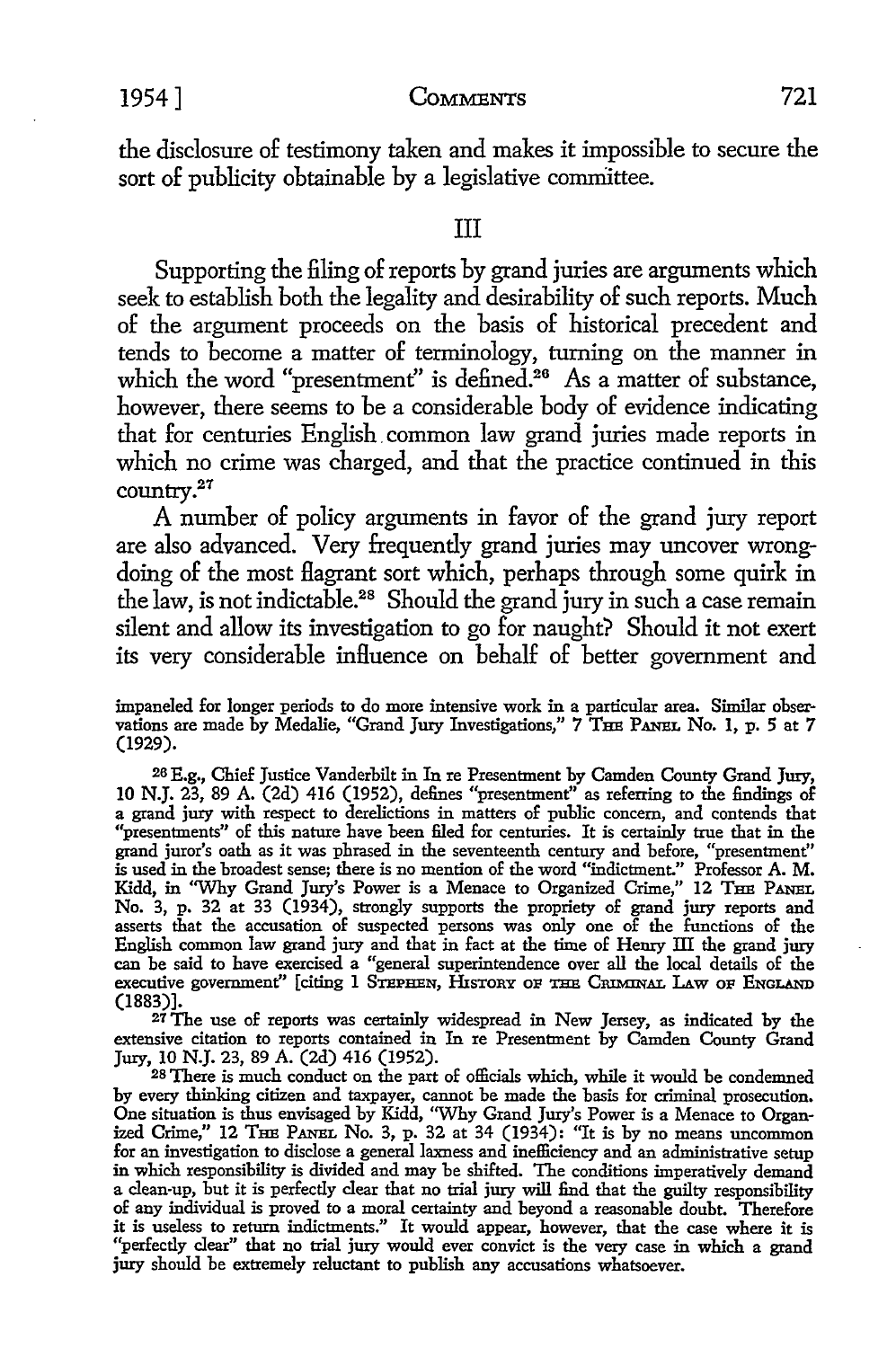the disclosure of testimony taken and makes it impossible to secure the sort of publicity obtainable by a legislative committee.

## III

Supporting the filing of reports by grand juries are arguments which seek to establish both the legality and desirability of such reports. Much of the argument proceeds on the basis of historical precedent and tends to become a matter of terminology, turning on the manner in which the word "presentment" is defined.[26] As a matter of substance, however, there seems to be a considerable body of evidence indicating that for centuries English common law grand juries made reports in which no crime was charged, and that the practice continued in this country.[27]

A number of policy arguments in favor of the grand jury report are also advanced. Very frequently grand juries may uncover wrongdoing of the most flagrant sort which, perhaps through some quirk in the law, is not indictable.[28] Should the grand jury in such a case remain silent and allow its investigation to go for naught? Should it not exert its very considerable influence on behalf of better government and

---

impaneled for longer periods to do more intensive work in a particular area. Similar observations are made by Medalie, "Grand Jury Investigations," 7 THE PANEL No. 1, p. 5 at 7 (1929).

[26] E.g., Chief Justice Vanderbilt in In re Presentment by Camden County Grand Jury, 10 N.J. 23, 89 A. (2d) 416 (1952), defines "presentment" as referring to the findings of a grand jury with respect to derelictions in matters of public concern, and contends that "presentments" of this nature have been filed for centuries. It is certainly true that in the grand juror's oath as it was phrased in the seventeenth century and before, "presentment" is used in the broadest sense; there is no mention of the word "indictment." Professor A. M. Kidd, in "Why Grand Jury's Power is a Menace to Organized Crime," 12 THE PANEL No. 3, p. 32 at 33 (1934), strongly supports the propriety of grand jury reports and asserts that the accusation of suspected persons was only one of the functions of the English common law grand jury and that in fact at the time of Henry III the grand jury can be said to have exercised a "general superintendence over all the local details of the executive government" [citing 1 STEPHEN, HISTORY OF THE CRIMINAL LAW OF ENGLAND (1883)].

[27] The use of reports was certainly widespread in New Jersey, as indicated by the extensive citation to reports contained in In re Presentment by Camden County Grand Jury, 10 N.J. 23, 89 A. (2d) 416 (1952).

[28] There is much conduct on the part of officials which, while it would be condemned by every thinking citizen and taxpayer, cannot be made the basis for criminal prosecution. One situation is thus envisaged by Kidd, "Why Grand Jury's Power is a Menace to Organized Crime," 12 THE PANEL No. 3, p. 32 at 34 (1934): "It is by no means uncommon for an investigation to disclose a general laxness and inefficiency and an administrative setup in which responsibility is divided and may be shifted. The conditions imperatively demand a clean-up, but it is perfectly clear that no trial jury will find that the guilty responsibility of any individual is proved to a moral certainty and beyond a reasonable doubt. Therefore it is useless to return indictments." It would appear, however, that the case where it is "perfectly clear" that no trial jury would ever convict is the very case in which a grand jury should be extremely reluctant to publish any accusations whatsoever.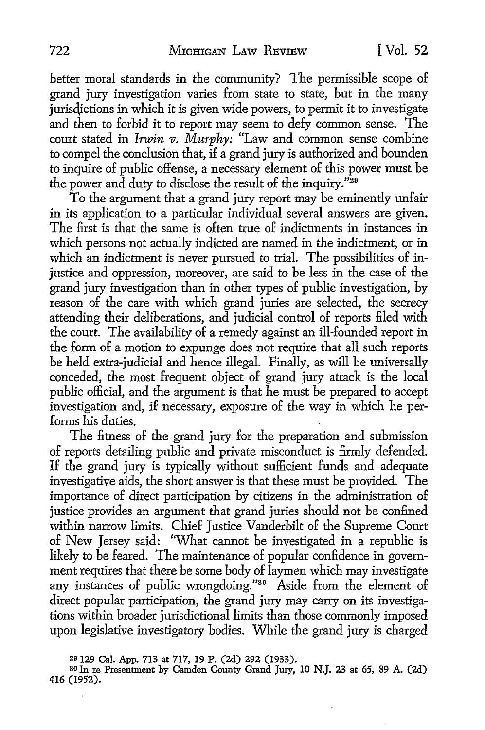better moral standards in the community? The permissible scope of grand jury investigation varies from state to state, but in the many jurisdictions in which it is given wide powers, to permit it to investigate and then to forbid it to report may seem to defy common sense. The court stated in *Irwin v. Murphy:* "Law and common sense combine to compel the conclusion that, if a grand jury is authorized and bounden to inquire of public offense, a necessary element of this power must be the power and duty to disclose the result of the inquiry."[29]

To the argument that a grand jury report may be eminently unfair in its application to a particular individual several answers are given. The first is that the same is often true of indictments in instances in which persons not actually indicted are named in the indictment, or in which an indictment is never pursued to trial. The possibilities of injustice and oppression, moreover, are said to be less in the case of the grand jury investigation than in other types of public investigation, by reason of the care with which grand juries are selected, the secrecy attending their deliberations, and judicial control of reports filed with the court. The availability of a remedy against an ill-founded report in the form of a motion to expunge does not require that all such reports be held extra-judicial and hence illegal. Finally, as will be universally conceded, the most frequent object of grand jury attack is the local public official, and the argument is that he must be prepared to accept investigation and, if necessary, exposure of the way in which he performs his duties.

The fitness of the grand jury for the preparation and submission of reports detailing public and private misconduct is firmly defended. If the grand jury is typically without sufficient funds and adequate investigative aids, the short answer is that these must be provided. The importance of direct participation by citizens in the administration of justice provides an argument that grand juries should not be confined within narrow limits. Chief Justice Vanderbilt of the Supreme Court of New Jersey said: "What cannot be investigated in a republic is likely to be feared. The maintenance of popular confidence in government requires that there be some body of laymen which may investigate any instances of public wrongdoing."[30] Aside from the element of direct popular participation, the grand jury may carry on its investigations within broader jurisdictional limits than those commonly imposed upon legislative investigatory bodies. While the grand jury is charged

[29] 129 Cal. App. 713 at 717, 19 P. (2d) 292 (1933).

[30] In re Presentment by Camden County Grand Jury, 10 N.J. 23 at 65, 89 A. (2d) 416 (1952).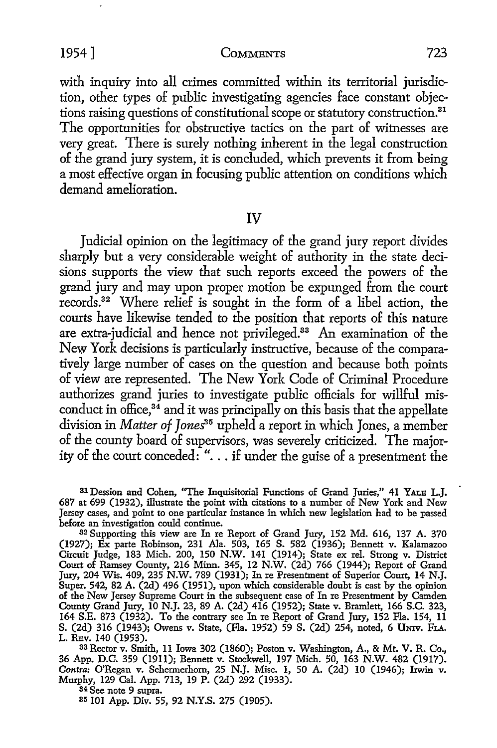with inquiry into all crimes committed within its territorial jurisdiction, other types of public investigating agencies face constant objections raising questions of constitutional scope or statutory construction.[31] The opportunities for obstructive tactics on the part of witnesses are very great. There is surely nothing inherent in the legal construction of the grand jury system, it is concluded, which prevents it from being a most effective organ in focusing public attention on conditions which demand amelioration.

## IV

Judicial opinion on the legitimacy of the grand jury report divides sharply but a very considerable weight of authority in the state decisions supports the view that such reports exceed the powers of the grand jury and may upon proper motion be expunged from the court records.[32] Where relief is sought in the form of a libel action, the courts have likewise tended to the position that reports of this nature are extra-judicial and hence not privileged.[33] An examination of the New York decisions is particularly instructive, because of the comparatively large number of cases on the question and because both points of view are represented. The New York Code of Criminal Procedure authorizes grand juries to investigate public officials for willful misconduct in office,[34] and it was principally on this basis that the appellate division in *Matter of Jones*[35] upheld a report in which Jones, a member of the county board of supervisors, was severely criticized. The majority of the court conceded: ". . . if under the guise of a presentment the

---

[31] Dession and Cohen, "The Inquisitorial Functions of Grand Juries," 41 YALE L.J. 687 at 699 (1932), illustrate the point with citations to a number of New York and New Jersey cases, and point to one particular instance in which new legislation had to be passed before an investigation could continue.

[32] Supporting this view are In re Report of Grand Jury, 152 Md. 616, 137 A. 370 (1927); Ex parte Robinson, 231 Ala. 503, 165 S. 582 (1936); Bennett v. Kalamazoo Circuit Judge, 183 Mich. 200, 150 N.W. 141 (1914); State ex rel. Strong v. District Court of Ramsey County, 216 Minn. 345, 12 N.W. (2d) 766 (1944); Report of Grand Jury, 204 Wis. 409, 235 N.W. 789 (1931); In re Presentment of Superior Court, 14 N.J. Super. 542, 82 A. (2d) 496 (1951), upon which considerable doubt is cast by the opinion of the New Jersey Supreme Court in the subsequent case of In re Presentment by Camden County Grand Jury, 10 N.J. 23, 89 A. (2d) 416 (1952); State v. Bramlett, 166 S.C. 323, 164 S.E. 873 (1932). To the contrary see In re Report of Grand Jury, 152 Fla. 154, 11 S. (2d) 316 (1943); Owens v. State, (Fla. 1952) 59 S. (2d) 254, noted, 6 UNIV. FLA. L. REV. 140 (1953).

[33] Rector v. Smith, 11 Iowa 302 (1860); Poston v. Washington, A., & Mt. V. R. Co., 36 App. D.C. 359 (1911); Bennett v. Stockwell, 197 Mich. 50, 163 N.W. 482 (1917). *Contra:* O'Regan v. Schermerhorn, 25 N.J. Misc. 1, 50 A. (2d) 10 (1946); Irwin v. Murphy, 129 Cal. App. 713, 19 P. (2d) 292 (1933).

[34] See note 9 supra.

[35] 101 App. Div. 55, 92 N.Y.S. 275 (1905).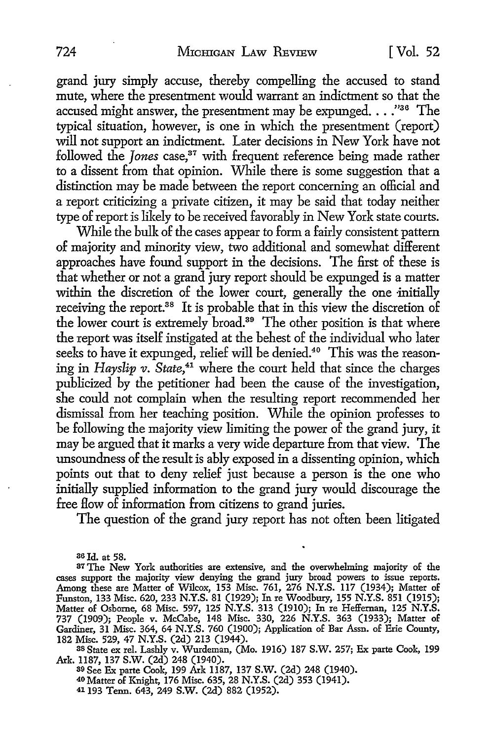grand jury simply accuse, thereby compelling the accused to stand mute, where the presentment would warrant an indictment so that the accused might answer, the presentment may be expunged. . . ."[36] The typical situation, however, is one in which the presentment (report) will not support an indictment. Later decisions in New York have not followed the *Jones* case,[37] with frequent reference being made rather to a dissent from that opinion. While there is some suggestion that a distinction may be made between the report concerning an official and a report criticizing a private citizen, it may be said that today neither type of report is likely to be received favorably in New York state courts.

While the bulk of the cases appear to form a fairly consistent pattern of majority and minority view, two additional and somewhat different approaches have found support in the decisions. The first of these is that whether or not a grand jury report should be expunged is a matter within the discretion of the lower court, generally the one initially receiving the report.[38] It is probable that in this view the discretion of the lower court is extremely broad.[39] The other position is that where the report was itself instigated at the behest of the individual who later seeks to have it expunged, relief will be denied.[40] This was the reasoning in *Hayslip v. State*,[41] where the court held that since the charges publicized by the petitioner had been the cause of the investigation, she could not complain when the resulting report recommended her dismissal from her teaching position. While the opinion professes to be following the majority view limiting the power of the grand jury, it may be argued that it marks a very wide departure from that view. The unsoundness of the result is ably exposed in a dissenting opinion, which points out that to deny relief just because a person is the one who initially supplied information to the grand jury would discourage the free flow of information from citizens to grand juries.

The question of the grand jury report has not often been litigated

---

[36] Id. at 58.

[37] The New York authorities are extensive, and the overwhelming majority of the cases support the majority view denying the grand jury broad powers to issue reports. Among these are Matter of Wilcox, 153 Misc. 761, 276 N.Y.S. 117 (1934); Matter of Funston, 133 Misc. 620, 233 N.Y.S. 81 (1929); In re Woodbury, 155 N.Y.S. 851 (1915); Matter of Osborne, 68 Misc. 597, 125 N.Y.S. 313 (1910); In re Heffernan, 125 N.Y.S. 737 (1909); People v. McCabe, 148 Misc. 330, 226 N.Y.S. 363 (1933); Matter of Gardiner, 31 Misc. 364, 64 N.Y.S. 760 (1900); Application of Bar Assn. of Erie County, 182 Misc. 529, 47 N.Y.S. (2d) 213 (1944).

[38] State ex rel. Lashly v. Wurdeman, (Mo. 1916) 187 S.W. 257; Ex parte Cook, 199 Ark. 1187, 137 S.W. (2d) 248 (1940).

[39] See Ex parte Cook, 199 Ark 1187, 137 S.W. (2d) 248 (1940).

[40] Matter of Knight, 176 Misc. 635, 28 N.Y.S. (2d) 353 (1941).

[41] 193 Tenn. 643, 249 S.W. (2d) 882 (1952).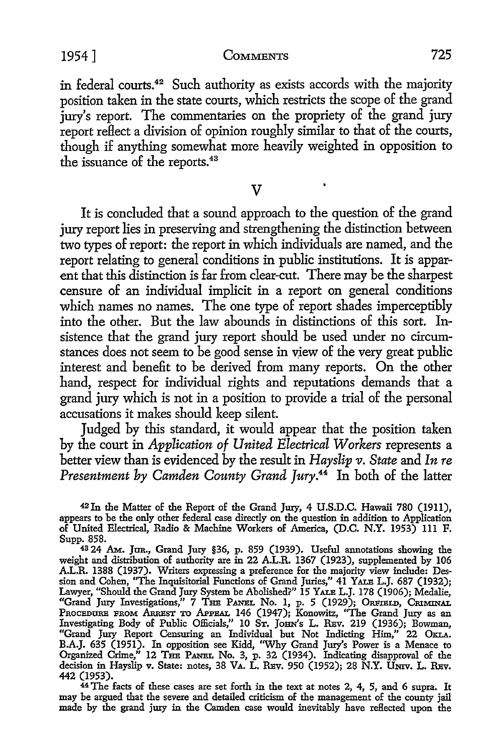in federal courts.[42] Such authority as exists accords with the majority position taken in the state courts, which restricts the scope of the grand jury's report. The commentaries on the propriety of the grand jury report reflect a division of opinion roughly similar to that of the courts, though if anything somewhat more heavily weighted in opposition to the issuance of the reports.[43]

## V

It is concluded that a sound approach to the question of the grand jury report lies in preserving and strengthening the distinction between two types of report: the report in which individuals are named, and the report relating to general conditions in public institutions. It is apparent that this distinction is far from clear-cut. There may be the sharpest censure of an individual implicit in a report on general conditions which names no names. The one type of report shades imperceptibly into the other. But the law abounds in distinctions of this sort. Insistence that the grand jury report should be used under no circumstances does not seem to be good sense in view of the very great public interest and benefit to be derived from many reports. On the other hand, respect for individual rights and reputations demands that a grand jury which is not in a position to provide a trial of the personal accusations it makes should keep silent.

Judged by this standard, it would appear that the position taken by the court in *Application of United Electrical Workers* represents a better view than is evidenced by the result in *Hayslip v. State* and *In re Presentment by Camden County Grand Jury*.[44] In both of the latter

---

[42] In the Matter of the Report of the Grand Jury, 4 U.S.D.C. Hawaii 780 (1911), appears to be the only other federal case directly on the question in addition to Application of United Electrical, Radio & Machine Workers of America, (D.C. N.Y. 1953) 111 F. Supp. 858.

[43] 24 AM. JUR., Grand Jury §36, p. 859 (1939). Useful annotations showing the weight and distribution of authority are in 22 A.L.R. 1367 (1923), supplemented by 106 A.L.R. 1388 (1937). Writers expressing a preference for the majority view include: Dession and Cohen, "The Inquisitorial Functions of Grand Juries," 41 YALE L.J. 687 (1932); Lawyer, "Should the Grand Jury System be Abolished?" 15 YALE L.J. 178 (1906); Medalie, "Grand Jury Investigations," 7 THE PANEL No. 1, p. 5 (1929); ORFIELD, CRIMINAL PROCEDURE FROM ARREST TO APPEAL 146 (1947); Konowitz, "The Grand Jury as an Investigating Body of Public Officials," 10 ST. JOHN'S L. REV. 219 (1936); Bowman, "Grand Jury Report Censuring an Individual but Not Indicting Him," 22 OKLA. B.A.J. 635 (1951). In opposition see Kidd, "Why Grand Jury's Power is a Menace to Organized Crime," 12 THE PANEL No. 3, p. 32 (1934). Indicating disapproval of the decision in Hayslip v. State: notes, 38 VA. L. REV. 950 (1952); 28 N.Y. UNIV. L. REV. 442 (1953).

[44] The facts of these cases are set forth in the text at notes 2, 4, 5, and 6 supra. It may be argued that the severe and detailed criticism of the management of the county jail made by the grand jury in the Camden case would inevitably have reflected upon the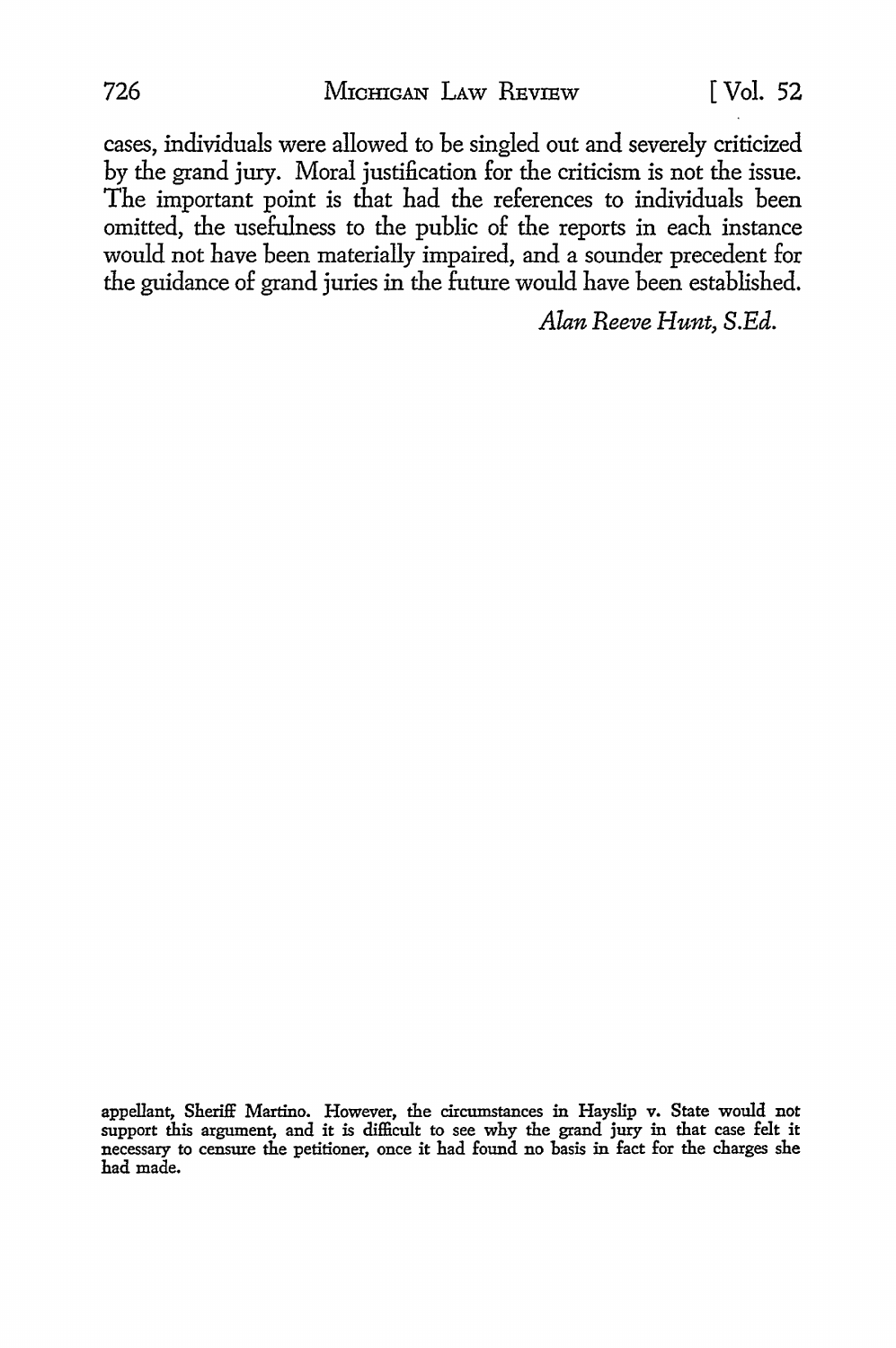cases, individuals were allowed to be singled out and severely criticized by the grand jury. Moral justification for the criticism is not the issue. The important point is that had the references to individuals been omitted, the usefulness to the public of the reports in each instance would not have been materially impaired, and a sounder precedent for the guidance of grand juries in the future would have been established.

*Alan Reeve Hunt, S.Ed.*

appellant, Sheriff Martino. However, the circumstances in Hayslip v. State would not support this argument, and it is difficult to see why the grand jury in that case felt it necessary to censure the petitioner, once it had found no basis in fact for the charges she had made.